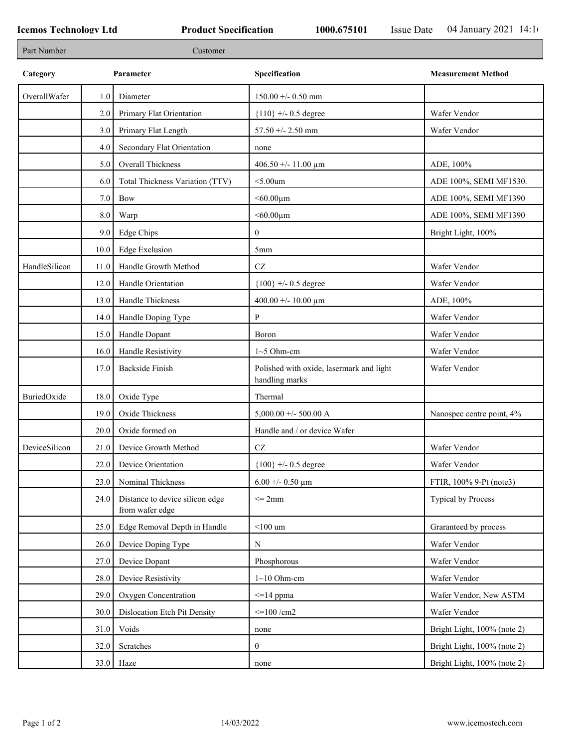**Icemos Technology Ltd** **Product Specification** **1000.675101** Issue Date 04 January 2021 14:1

| Part Number | | Customer | |
|---|---|---|---|

| Category | | Parameter | Specification | Measurement Method |
|---|---|---|---|---|
| OverallWafer | 1.0 | Diameter | 150.00 +/- 0.50 mm | |
| | 2.0 | Primary Flat Orientation | {110} +/- 0.5 degree | Wafer Vendor |
| | 3.0 | Primary Flat Length | 57.50 +/- 2.50 mm | Wafer Vendor |
| | 4.0 | Secondary Flat Orientation | none | |
| | 5.0 | Overall Thickness | 406.50 +/- 11.00 µm | ADE, 100% |
| | 6.0 | Total Thickness Variation (TTV) | <5.00um | ADE 100%, SEMI MF1530. |
| | 7.0 | Bow | <60.00µm | ADE 100%, SEMI MF1390 |
| | 8.0 | Warp | <60.00µm | ADE 100%, SEMI MF1390 |
| | 9.0 | Edge Chips | 0 | Bright Light, 100% |
| | 10.0 | Edge Exclusion | 5mm | |
| HandleSilicon | 11.0 | Handle Growth Method | CZ | Wafer Vendor |
| | 12.0 | Handle Orientation | {100} +/- 0.5 degree | Wafer Vendor |
| | 13.0 | Handle Thickness | 400.00 +/- 10.00 µm | ADE, 100% |
| | 14.0 | Handle Doping Type | P | Wafer Vendor |
| | 15.0 | Handle Dopant | Boron | Wafer Vendor |
| | 16.0 | Handle Resistivity | 1~5 Ohm-cm | Wafer Vendor |
| | 17.0 | Backside Finish | Polished with oxide, lasermark and light handling marks | Wafer Vendor |
| BuriedOxide | 18.0 | Oxide Type | Thermal | |
| | 19.0 | Oxide Thickness | 5,000.00 +/- 500.00 A | Nanospec centre point, 4% |
| | 20.0 | Oxide formed on | Handle and / or device Wafer | |
| DeviceSilicon | 21.0 | Device Growth Method | CZ | Wafer Vendor |
| | 22.0 | Device Orientation | {100} +/- 0.5 degree | Wafer Vendor |
| | 23.0 | Nominal Thickness | 6.00 +/- 0.50 µm | FTIR, 100% 9-Pt (note3) |
| | 24.0 | Distance to device silicon edge from wafer edge | <= 2mm | Typical by Process |
| | 25.0 | Edge Removal Depth in Handle | <100 um | Graranteed by process |
| | 26.0 | Device Doping Type | N | Wafer Vendor |
| | 27.0 | Device Dopant | Phosphorous | Wafer Vendor |
| | 28.0 | Device Resistivity | 1~10 Ohm-cm | Wafer Vendor |
| | 29.0 | Oxygen Concentration | <=14 ppma | Wafer Vendor, New ASTM |
| | 30.0 | Dislocation Etch Pit Density | <=100 /cm2 | Wafer Vendor |
| | 31.0 | Voids | none | Bright Light, 100% (note 2) |
| | 32.0 | Scratches | 0 | Bright Light, 100% (note 2) |
| | 33.0 | Haze | none | Bright Light, 100% (note 2) |

14/03/2022 www.icemostech.com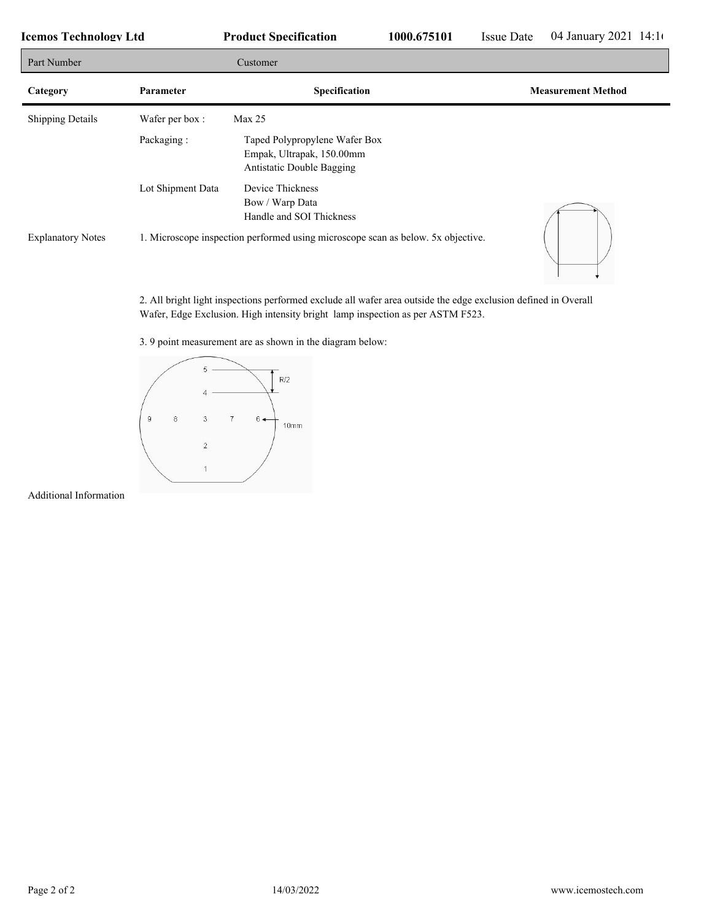| Part Number | | Customer | |
|---|---|---|---|
| **Category** | **Parameter** | **Specification** | **Measurement Method** |
| Shipping Details | Wafer per box : | Max 25 | |
| | Packaging : | Taped Polypropylene Wafer Box<br>Empak, Ultrapak, 150.00mm<br>Antistatic Double Bagging | |
| | Lot Shipment Data | Device Thickness<br>Bow / Warp Data<br>Handle and SOI Thickness | |
| Explanatory Notes | 1. Microscope inspection performed using microscope scan as below. 5x objective. | | |

2. All bright light inspections performed exclude all wafer area outside the edge exclusion defined in Overall Wafer, Edge Exclusion. High intensity bright lamp inspection as per ASTM F523.

3. 9 point measurement are as shown in the diagram below:

5
4
R/2
9 8 3 7 6
10mm
2
1

Additional Information